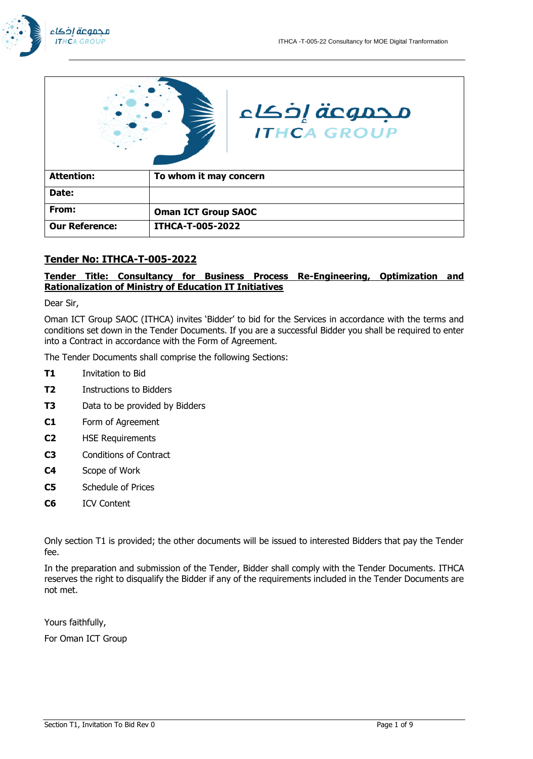مجموعة إذكاء
ITHCA GROUP

| **Attention:** | **To whom it may concern** |
| --- | --- |
| **Date:** | |
| **From:** | **Oman ICT Group SAOC** |
| **Our Reference:** | **ITHCA-T-005-2022** |

## Tender No: ITHCA-T-005-2022

### Tender Title: Consultancy for Business Process Re-Engineering, Optimization and Rationalization of Ministry of Education IT Initiatives

Dear Sir,

Oman ICT Group SAOC (ITHCA) invites 'Bidder' to bid for the Services in accordance with the terms and conditions set down in the Tender Documents. If you are a successful Bidder you shall be required to enter into a Contract in accordance with the Form of Agreement.

The Tender Documents shall comprise the following Sections:

- **T1** Invitation to Bid
- **T2** Instructions to Bidders
- **T3** Data to be provided by Bidders
- **C1** Form of Agreement
- **C2** HSE Requirements
- **C3** Conditions of Contract
- **C4** Scope of Work
- **C5** Schedule of Prices
- **C6** ICV Content

Only section T1 is provided; the other documents will be issued to interested Bidders that pay the Tender fee.

In the preparation and submission of the Tender, Bidder shall comply with the Tender Documents. ITHCA reserves the right to disqualify the Bidder if any of the requirements included in the Tender Documents are not met.

Yours faithfully,

For Oman ICT Group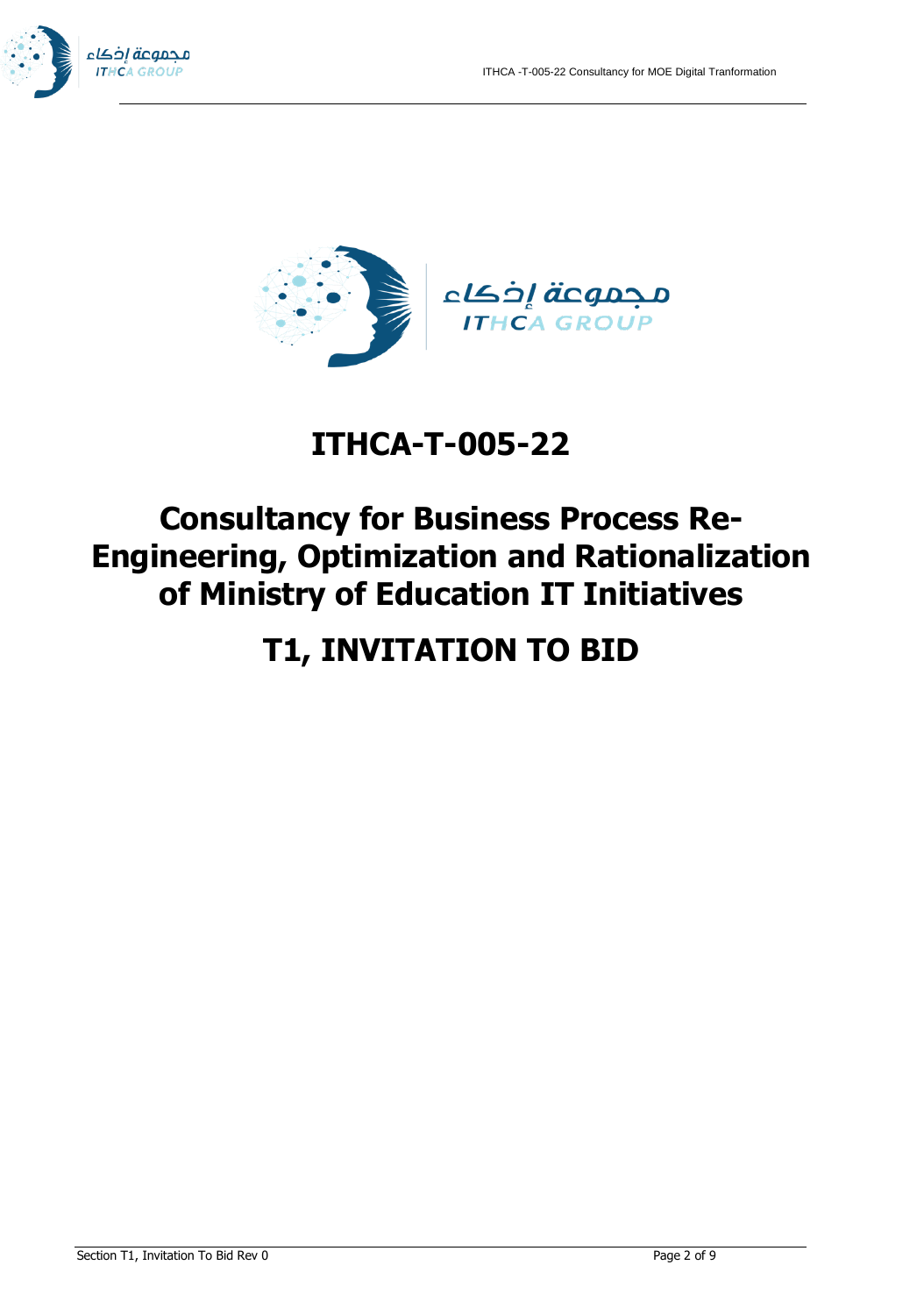# ITHCA-T-005-22

# Consultancy for Business Process Re-Engineering, Optimization and Rationalization of Ministry of Education IT Initiatives

# T1, INVITATION TO BID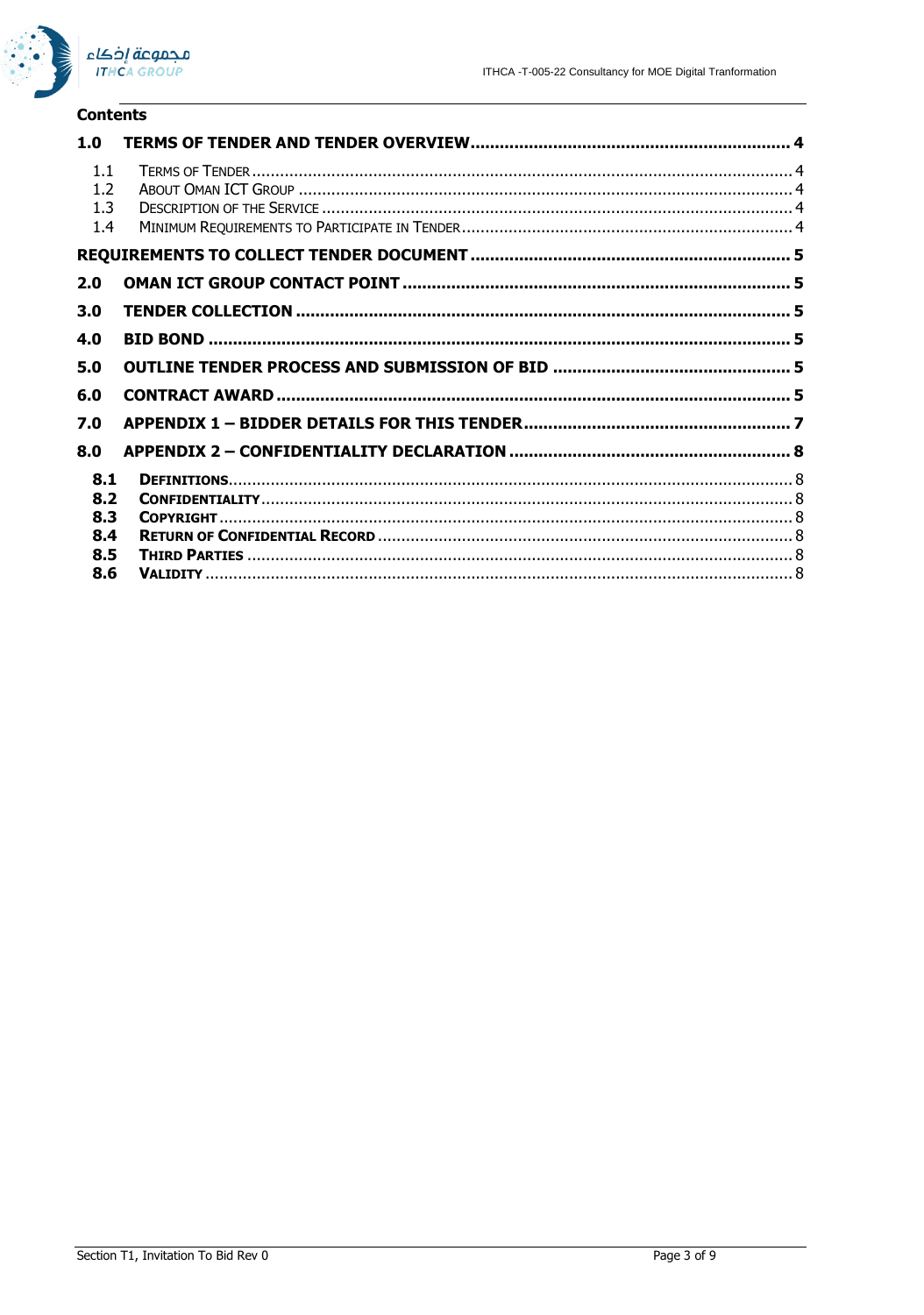## Contents

| | | |
|---|---|---|
| **1.0** | **TERMS OF TENDER AND TENDER OVERVIEW** | **4** |
| 1.1 | TERMS OF TENDER | 4 |
| 1.2 | ABOUT OMAN ICT GROUP | 4 |
| 1.3 | DESCRIPTION OF THE SERVICE | 4 |
| 1.4 | MINIMUM REQUIREMENTS TO PARTICIPATE IN TENDER | 4 |
| | **REQUIREMENTS TO COLLECT TENDER DOCUMENT** | **5** |
| **2.0** | **OMAN ICT GROUP CONTACT POINT** | **5** |
| **3.0** | **TENDER COLLECTION** | **5** |
| **4.0** | **BID BOND** | **5** |
| **5.0** | **OUTLINE TENDER PROCESS AND SUBMISSION OF BID** | **5** |
| **6.0** | **CONTRACT AWARD** | **5** |
| **7.0** | **APPENDIX 1 – BIDDER DETAILS FOR THIS TENDER** | **7** |
| **8.0** | **APPENDIX 2 – CONFIDENTIALITY DECLARATION** | **8** |
| **8.1** | **DEFINITIONS** | 8 |
| **8.2** | **CONFIDENTIALITY** | 8 |
| **8.3** | **COPYRIGHT** | 8 |
| **8.4** | **RETURN OF CONFIDENTIAL RECORD** | 8 |
| **8.5** | **THIRD PARTIES** | 8 |
| **8.6** | **VALIDITY** | 8 |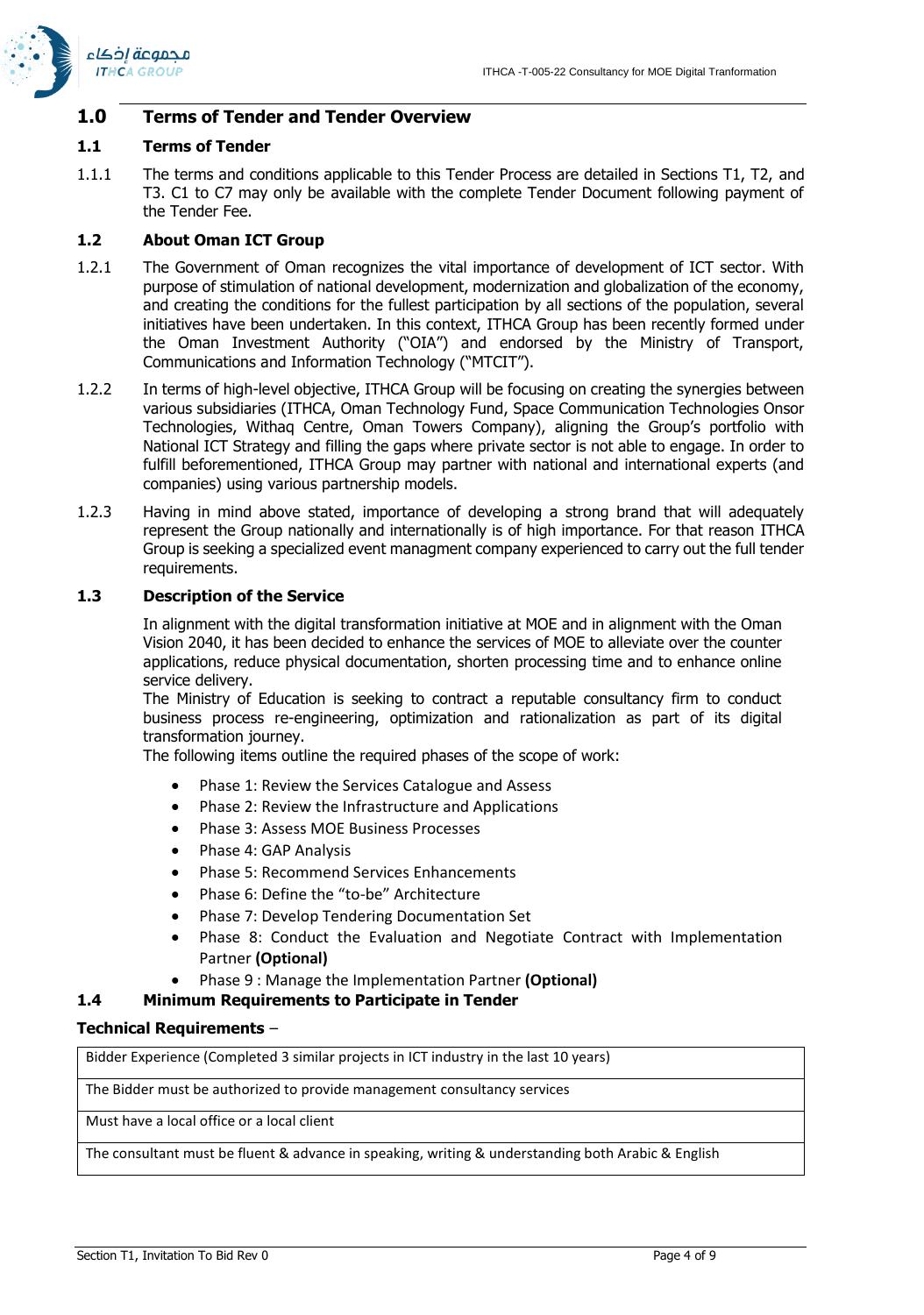## 1.0 Terms of Tender and Tender Overview

### 1.1 Terms of Tender

1.1.1 The terms and conditions applicable to this Tender Process are detailed in Sections T1, T2, and T3. C1 to C7 may only be available with the complete Tender Document following payment of the Tender Fee.

### 1.2 About Oman ICT Group

1.2.1 The Government of Oman recognizes the vital importance of development of ICT sector. With purpose of stimulation of national development, modernization and globalization of the economy, and creating the conditions for the fullest participation by all sections of the population, several initiatives have been undertaken. In this context, ITHCA Group has been recently formed under the Oman Investment Authority ("OIA") and endorsed by the Ministry of Transport, Communications and Information Technology ("MTCIT").

1.2.2 In terms of high-level objective, ITHCA Group will be focusing on creating the synergies between various subsidiaries (ITHCA, Oman Technology Fund, Space Communication Technologies Onsor Technologies, Withaq Centre, Oman Towers Company), aligning the Group's portfolio with National ICT Strategy and filling the gaps where private sector is not able to engage. In order to fulfill beforementioned, ITHCA Group may partner with national and international experts (and companies) using various partnership models.

1.2.3 Having in mind above stated, importance of developing a strong brand that will adequately represent the Group nationally and internationally is of high importance. For that reason ITHCA Group is seeking a specialized event managment company experienced to carry out the full tender requirements.

### 1.3 Description of the Service

In alignment with the digital transformation initiative at MOE and in alignment with the Oman Vision 2040, it has been decided to enhance the services of MOE to alleviate over the counter applications, reduce physical documentation, shorten processing time and to enhance online service delivery.
The Ministry of Education is seeking to contract a reputable consultancy firm to conduct business process re-engineering, optimization and rationalization as part of its digital transformation journey.
The following items outline the required phases of the scope of work:

- Phase 1: Review the Services Catalogue and Assess
- Phase 2: Review the Infrastructure and Applications
- Phase 3: Assess MOE Business Processes
- Phase 4: GAP Analysis
- Phase 5: Recommend Services Enhancements
- Phase 6: Define the "to-be" Architecture
- Phase 7: Develop Tendering Documentation Set
- Phase 8: Conduct the Evaluation and Negotiate Contract with Implementation Partner **(Optional)**
- Phase 9 : Manage the Implementation Partner **(Optional)**

### 1.4 Minimum Requirements to Participate in Tender

**Technical Requirements** –

| |
|---|
| Bidder Experience (Completed 3 similar projects in ICT industry in the last 10 years) |
| The Bidder must be authorized to provide management consultancy services |
| Must have a local office or a local client |
| The consultant must be fluent & advance in speaking, writing & understanding both Arabic & English |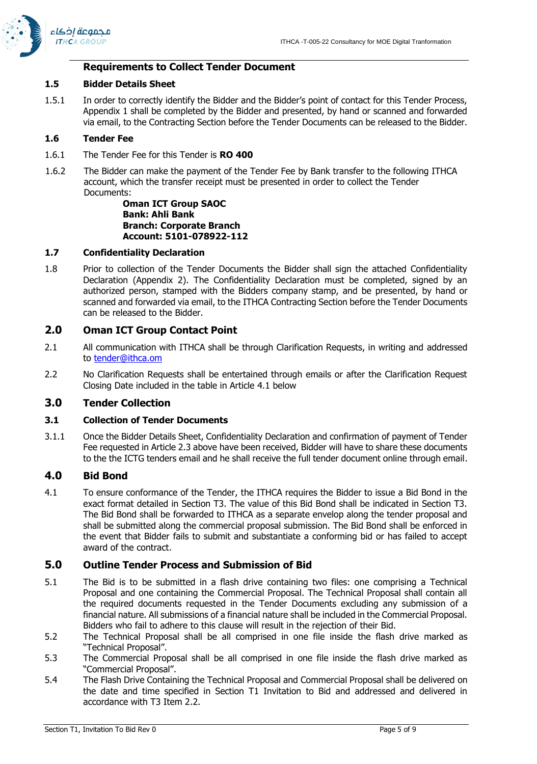## Requirements to Collect Tender Document

### 1.5 Bidder Details Sheet

1.5.1 In order to correctly identify the Bidder and the Bidder's point of contact for this Tender Process, Appendix 1 shall be completed by the Bidder and presented, by hand or scanned and forwarded via email, to the Contracting Section before the Tender Documents can be released to the Bidder.

### 1.6 Tender Fee

1.6.1 The Tender Fee for this Tender is **RO 400**

1.6.2 The Bidder can make the payment of the Tender Fee by Bank transfer to the following ITHCA account, which the transfer receipt must be presented in order to collect the Tender Documents:

**Oman ICT Group SAOC**
**Bank: Ahli Bank**
**Branch: Corporate Branch**
**Account: 5101-078922-112**

### 1.7 Confidentiality Declaration

1.8 Prior to collection of the Tender Documents the Bidder shall sign the attached Confidentiality Declaration (Appendix 2). The Confidentiality Declaration must be completed, signed by an authorized person, stamped with the Bidders company stamp, and be presented, by hand or scanned and forwarded via email, to the ITHCA Contracting Section before the Tender Documents can be released to the Bidder.

## 2.0 Oman ICT Group Contact Point

2.1 All communication with ITHCA shall be through Clarification Requests, in writing and addressed to tender@ithca.om

2.2 No Clarification Requests shall be entertained through emails or after the Clarification Request Closing Date included in the table in Article 4.1 below

## 3.0 Tender Collection

### 3.1 Collection of Tender Documents

3.1.1 Once the Bidder Details Sheet, Confidentiality Declaration and confirmation of payment of Tender Fee requested in Article 2.3 above have been received, Bidder will have to share these documents to the the ICTG tenders email and he shall receive the full tender document online through email.

## 4.0 Bid Bond

4.1 To ensure conformance of the Tender, the ITHCA requires the Bidder to issue a Bid Bond in the exact format detailed in Section T3. The value of this Bid Bond shall be indicated in Section T3. The Bid Bond shall be forwarded to ITHCA as a separate envelop along the tender proposal and shall be submitted along the commercial proposal submission. The Bid Bond shall be enforced in the event that Bidder fails to submit and substantiate a conforming bid or has failed to accept award of the contract.

## 5.0 Outline Tender Process and Submission of Bid

5.1 The Bid is to be submitted in a flash drive containing two files: one comprising a Technical Proposal and one containing the Commercial Proposal. The Technical Proposal shall contain all the required documents requested in the Tender Documents excluding any submission of a financial nature. All submissions of a financial nature shall be included in the Commercial Proposal. Bidders who fail to adhere to this clause will result in the rejection of their Bid.

5.2 The Technical Proposal shall be all comprised in one file inside the flash drive marked as "Technical Proposal".

5.3 The Commercial Proposal shall be all comprised in one file inside the flash drive marked as "Commercial Proposal".

5.4 The Flash Drive Containing the Technical Proposal and Commercial Proposal shall be delivered on the date and time specified in Section T1 Invitation to Bid and addressed and delivered in accordance with T3 Item 2.2.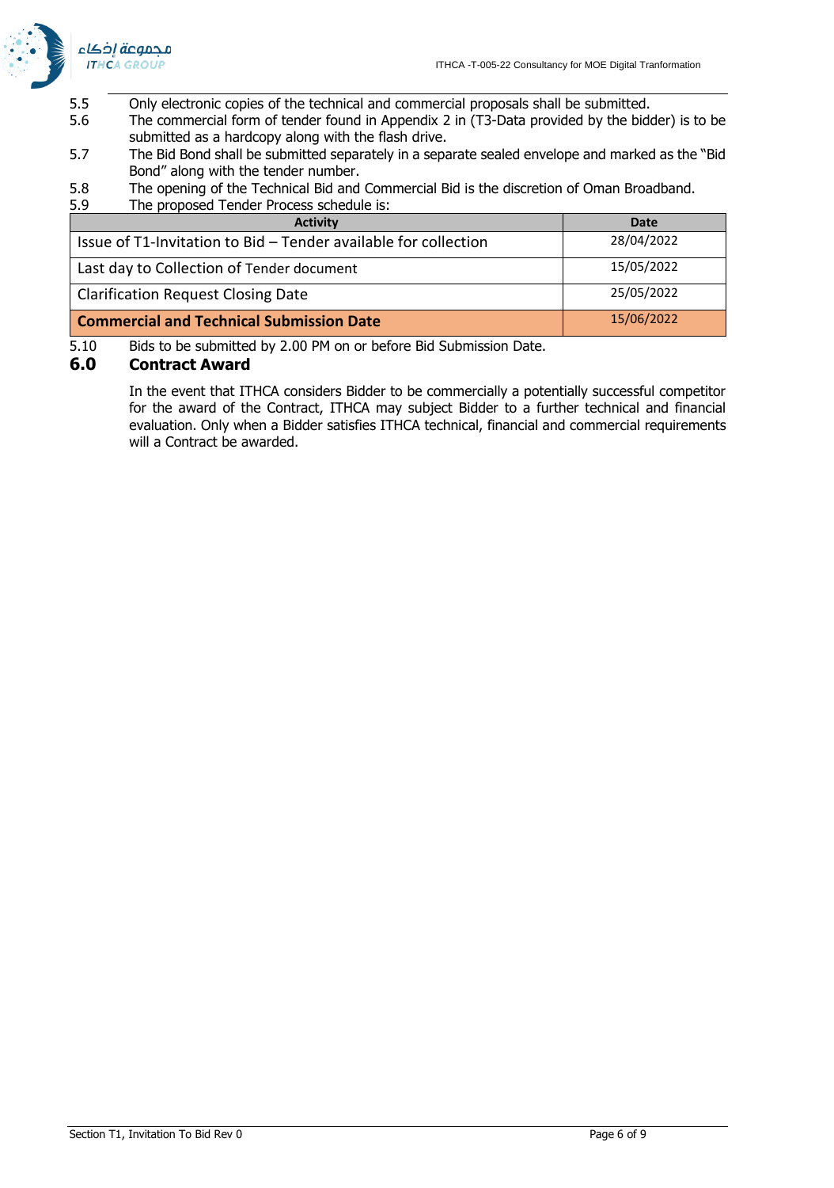5.5 Only electronic copies of the technical and commercial proposals shall be submitted.

5.6 The commercial form of tender found in Appendix 2 in (T3-Data provided by the bidder) is to be submitted as a hardcopy along with the flash drive.

5.7 The Bid Bond shall be submitted separately in a separate sealed envelope and marked as the "Bid Bond" along with the tender number.

5.8 The opening of the Technical Bid and Commercial Bid is the discretion of Oman Broadband.

5.9 The proposed Tender Process schedule is:

| Activity | Date |
|---|---|
| Issue of T1-Invitation to Bid – Tender available for collection | 28/04/2022 |
| Last day to Collection of Tender document | 15/05/2022 |
| Clarification Request Closing Date | 25/05/2022 |
| **Commercial and Technical Submission Date** | 15/06/2022 |

5.10 Bids to be submitted by 2.00 PM on or before Bid Submission Date.

## 6.0 Contract Award

In the event that ITHCA considers Bidder to be commercially a potentially successful competitor for the award of the Contract, ITHCA may subject Bidder to a further technical and financial evaluation. Only when a Bidder satisfies ITHCA technical, financial and commercial requirements will a Contract be awarded.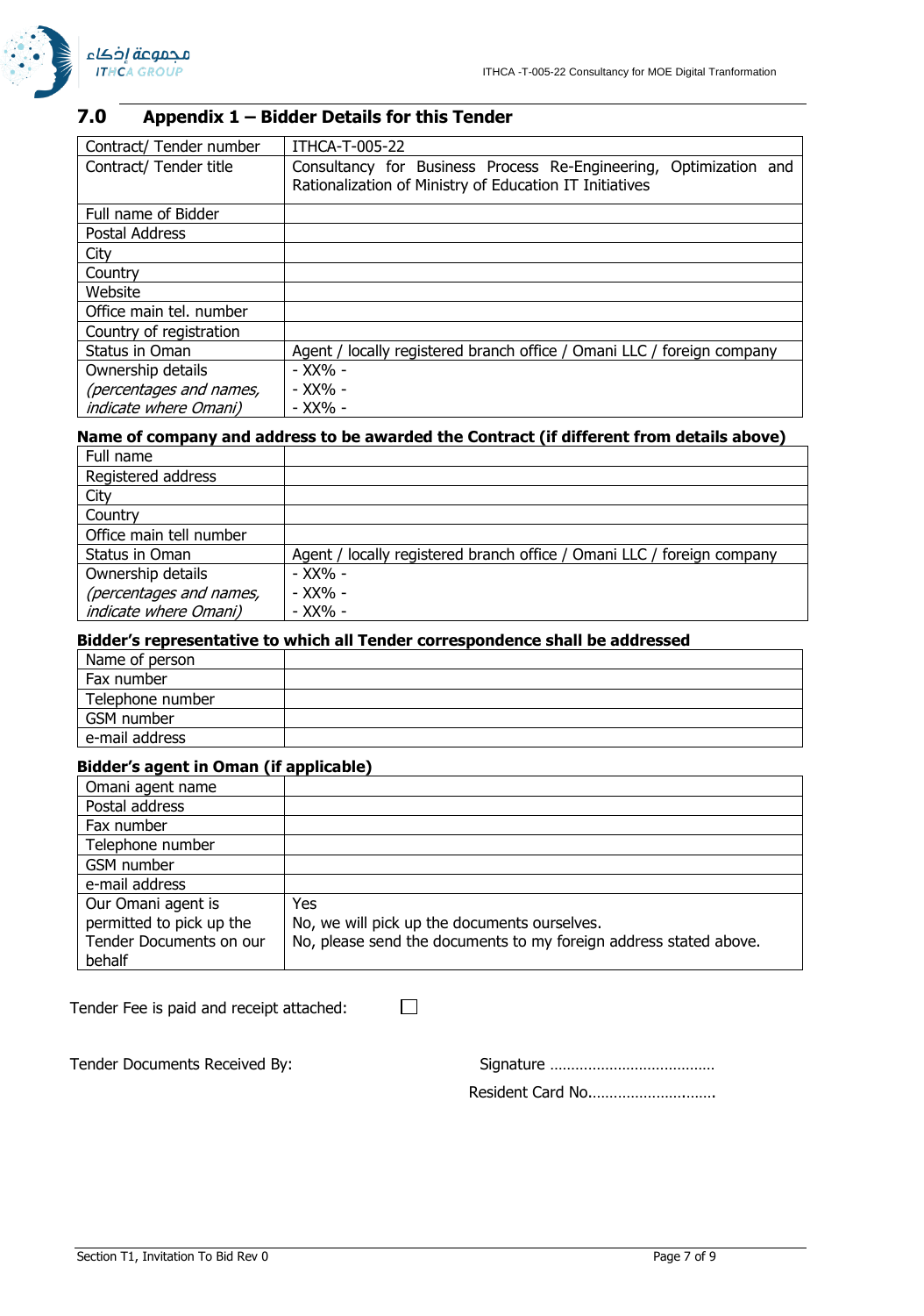## 7.0 Appendix 1 – Bidder Details for this Tender

| Contract/ Tender number | ITHCA-T-005-22 |
|---|---|
| Contract/ Tender title | Consultancy for Business Process Re-Engineering, Optimization and Rationalization of Ministry of Education IT Initiatives |
| Full name of Bidder | |
| Postal Address | |
| City | |
| Country | |
| Website | |
| Office main tel. number | |
| Country of registration | |
| Status in Oman | Agent / locally registered branch office / Omani LLC / foreign company |
| Ownership details *(percentages and names, indicate where Omani)* | - XX% -<br>- XX% -<br>- XX% - |

**Name of company and address to be awarded the Contract (if different from details above)**

| Full name | |
|---|---|
| Registered address | |
| City | |
| Country | |
| Office main tell number | |
| Status in Oman | Agent / locally registered branch office / Omani LLC / foreign company |
| Ownership details *(percentages and names, indicate where Omani)* | - XX% -<br>- XX% -<br>- XX% - |

**Bidder's representative to which all Tender correspondence shall be addressed**

| Name of person | |
|---|---|
| Fax number | |
| Telephone number | |
| GSM number | |
| e-mail address | |

**Bidder's agent in Oman (if applicable)**

| Omani agent name | |
|---|---|
| Postal address | |
| Fax number | |
| Telephone number | |
| GSM number | |
| e-mail address | |
| Our Omani agent is permitted to pick up the Tender Documents on our behalf | Yes<br>No, we will pick up the documents ourselves.<br>No, please send the documents to my foreign address stated above. |

Tender Fee is paid and receipt attached: ☐

Tender Documents Received By: Signature ……………………………………

Resident Card No……………………..……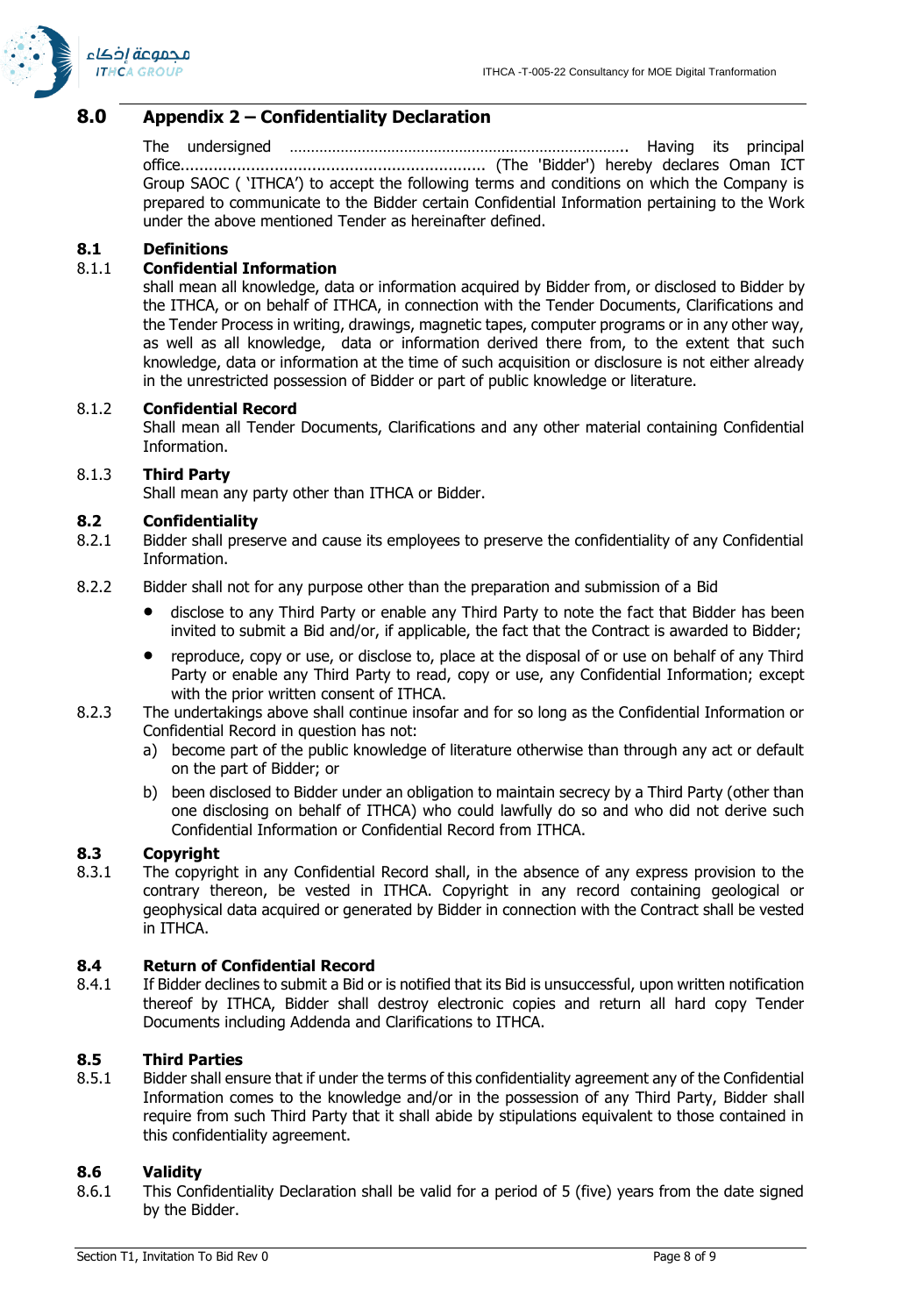# 8.0 Appendix 2 – Confidentiality Declaration

The undersigned ……………………………………………………………………….. Having its principal office................................................................ (The 'Bidder') hereby declares Oman ICT Group SAOC ( 'ITHCA') to accept the following terms and conditions on which the Company is prepared to communicate to the Bidder certain Confidential Information pertaining to the Work under the above mentioned Tender as hereinafter defined.

## 8.1 Definitions

### 8.1.1 Confidential Information

shall mean all knowledge, data or information acquired by Bidder from, or disclosed to Bidder by the ITHCA, or on behalf of ITHCA, in connection with the Tender Documents, Clarifications and the Tender Process in writing, drawings, magnetic tapes, computer programs or in any other way, as well as all knowledge, data or information derived there from, to the extent that such knowledge, data or information at the time of such acquisition or disclosure is not either already in the unrestricted possession of Bidder or part of public knowledge or literature.

### 8.1.2 Confidential Record

Shall mean all Tender Documents, Clarifications and any other material containing Confidential Information.

### 8.1.3 Third Party

Shall mean any party other than ITHCA or Bidder.

## 8.2 Confidentiality

8.2.1 Bidder shall preserve and cause its employees to preserve the confidentiality of any Confidential Information.

8.2.2 Bidder shall not for any purpose other than the preparation and submission of a Bid

- disclose to any Third Party or enable any Third Party to note the fact that Bidder has been invited to submit a Bid and/or, if applicable, the fact that the Contract is awarded to Bidder;
- reproduce, copy or use, or disclose to, place at the disposal of or use on behalf of any Third Party or enable any Third Party to read, copy or use, any Confidential Information; except with the prior written consent of ITHCA.

8.2.3 The undertakings above shall continue insofar and for so long as the Confidential Information or Confidential Record in question has not:

a) become part of the public knowledge of literature otherwise than through any act or default on the part of Bidder; or

b) been disclosed to Bidder under an obligation to maintain secrecy by a Third Party (other than one disclosing on behalf of ITHCA) who could lawfully do so and who did not derive such Confidential Information or Confidential Record from ITHCA.

## 8.3 Copyright

8.3.1 The copyright in any Confidential Record shall, in the absence of any express provision to the contrary thereon, be vested in ITHCA. Copyright in any record containing geological or geophysical data acquired or generated by Bidder in connection with the Contract shall be vested in ITHCA.

## 8.4 Return of Confidential Record

8.4.1 If Bidder declines to submit a Bid or is notified that its Bid is unsuccessful, upon written notification thereof by ITHCA, Bidder shall destroy electronic copies and return all hard copy Tender Documents including Addenda and Clarifications to ITHCA.

## 8.5 Third Parties

8.5.1 Bidder shall ensure that if under the terms of this confidentiality agreement any of the Confidential Information comes to the knowledge and/or in the possession of any Third Party, Bidder shall require from such Third Party that it shall abide by stipulations equivalent to those contained in this confidentiality agreement.

## 8.6 Validity

8.6.1 This Confidentiality Declaration shall be valid for a period of 5 (five) years from the date signed by the Bidder.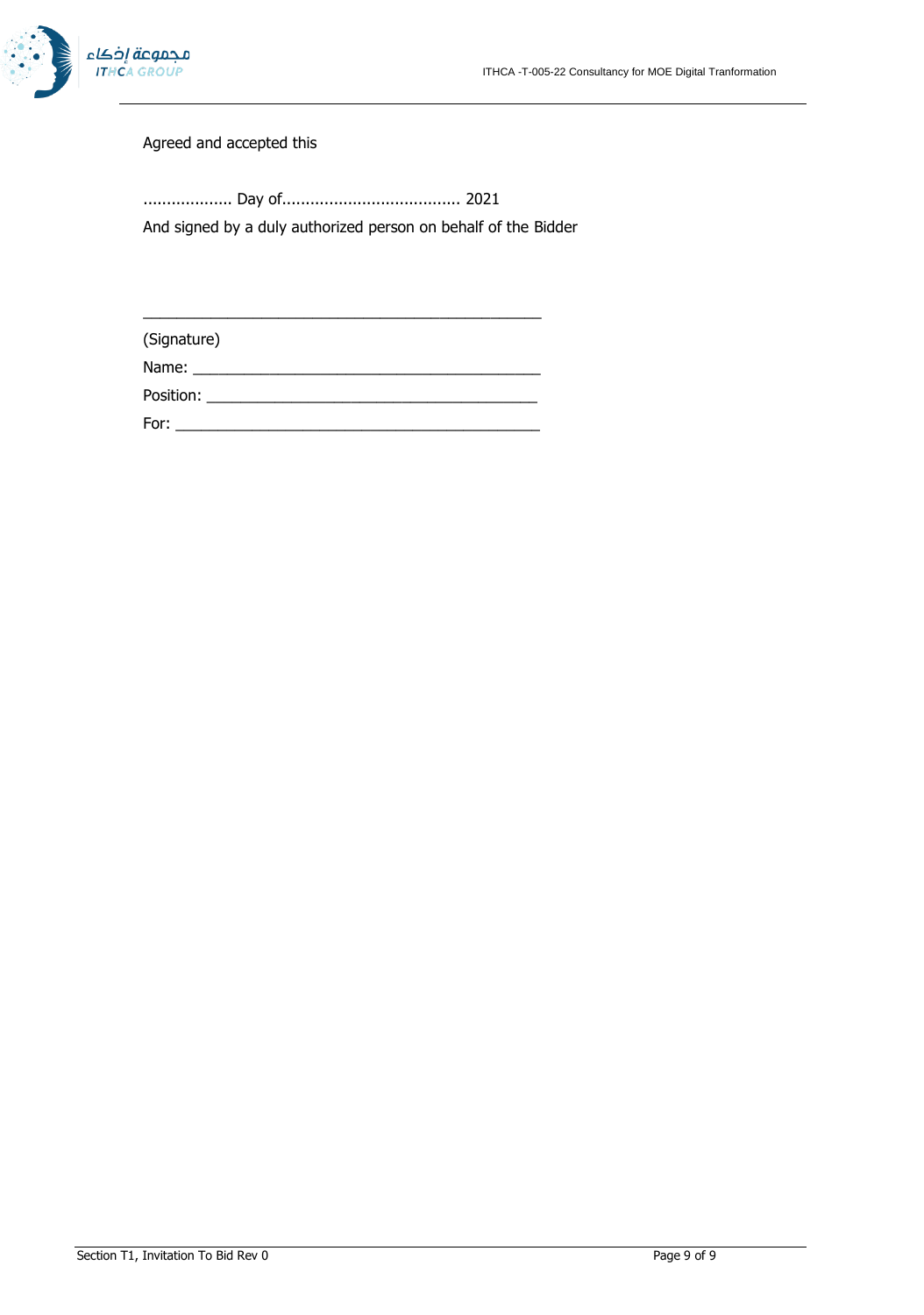Agreed and accepted this

................... Day of...................................... 2021

And signed by a duly authorized person on behalf of the Bidder

_______________________________________________

(Signature)

Name: _________________________________________

Position: ______________________________________

For: ___________________________________________